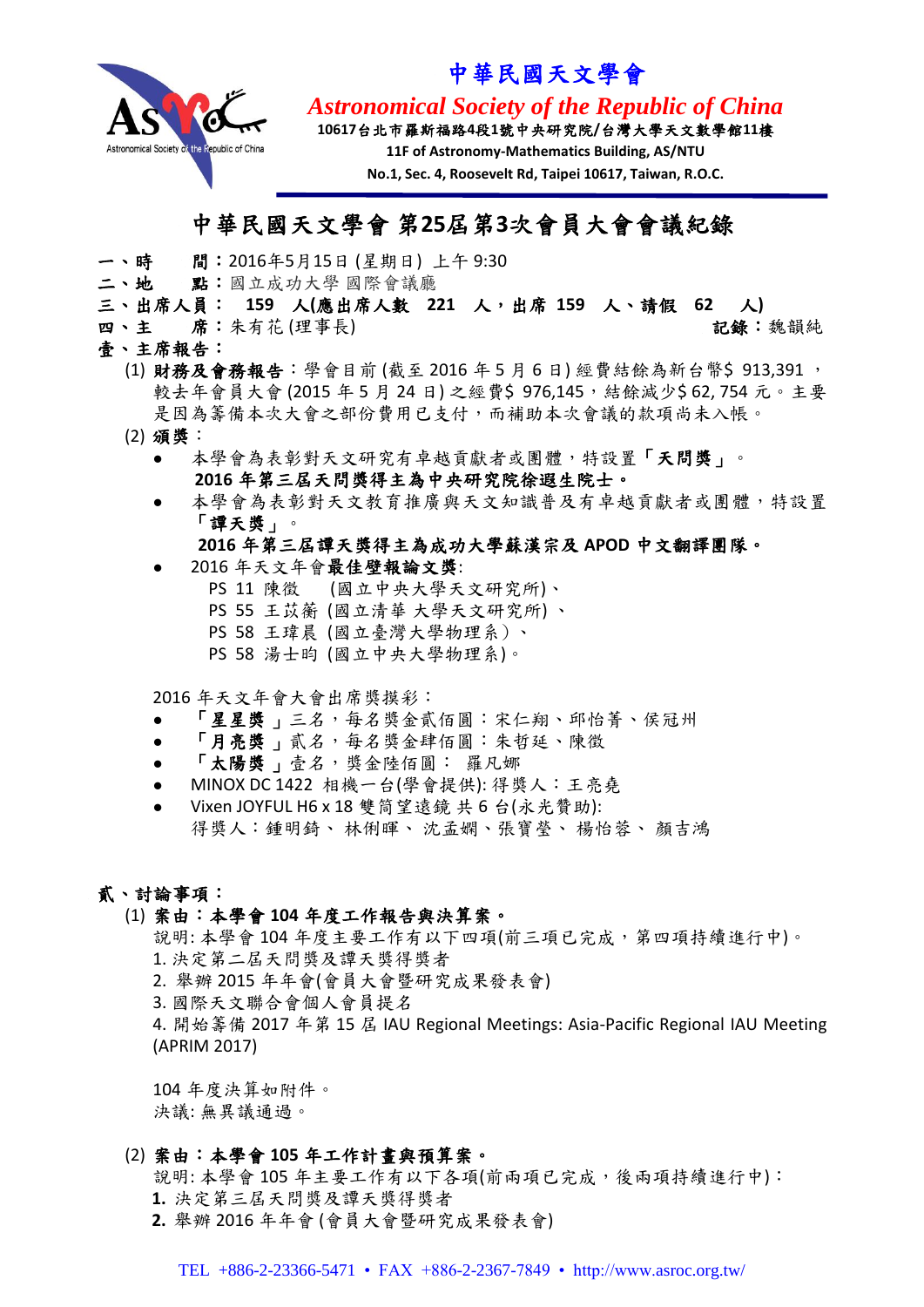# 中華民國天文學會

*Astronomical Society of the Republic of China*

**10617台北市羅斯福路4段1號中央研究院/台灣大學天文數學館11樓**

**11F of Astronomy-Mathematics Building, AS/NTU**

**No.1, Sec. 4, Roosevelt Rd, Taipei 10617, Taiwan, R.O.C.**

## 中華民國天文學會 第25屆第3次會員大會會議紀錄

**一、時　　間**：2016年5月15日 (星期日) 上午 9:30

**二、地　　點**：國立成功大學 國際會議廳

**三、出席人員： 159 人(應出席人數 221 人，出席 159 人、請假 62 人)**

**四、主　　席**：朱有花 (理事長)　　　　**記錄**：魏韻純

**壹、主席報告：**

(1) **財務及會務報告**：學會目前 (截至 2016 年 5 月 6 日) 經費結餘為新台幣$ 913,391，較去年會員大會 (2015 年 5 月 24 日) 之經費$ 976,145，結餘減少$ 62, 754 元。主要是因為籌備本次大會之部份費用已支付，而補助本次會議的款項尚未入帳。

(2) **頒獎**：

- 本學會為表彰對天文研究有卓越貢獻者或團體，特設置「**天問獎**」。
  **2016 年第三屆天問獎得主為中央研究院徐遐生院士。**
- 本學會為表彰對天文教育推廣與天文知識普及有卓越貢獻者或團體，特設置「**譚天獎**」。
  **2016 年第三屆譚天獎得主為成功大學蘇漢宗及 APOD 中文翻譯團隊。**
- 2016 年天文年會**最佳壁報論文獎**:
  PS 11 陳徵 (國立中央大學天文研究所)、
  PS 55 王苡蘅 (國立清華 大學天文研究所) 、
  PS 58 王瑋晨 (國立臺灣大學物理系）、
  PS 58 湯士昀 (國立中央大學物理系)。

2016 年天文年會大會出席獎摸彩：

- 「**星星獎**」三名，每名獎金貳佰圓：宋仁翔、邱怡菁、侯冠州
- 「**月亮獎**」貳名，每名獎金肆佰圓：朱哲廷、陳徵
- 「**太陽獎**」壹名，獎金陸佰圓： 羅凡娜
- MINOX DC 1422 相機一台(學會提供): 得獎人：王亮堯
- Vixen JOYFUL H6 x 18 雙筒望遠鏡 共 6 台(永光贊助):
  得獎人：鍾明錡、 林俐暉、 沈孟嫻、張寶瑩、 楊怡蓉、 顏吉鴻

**貳、討論事項：**

(1) **案由：本學會 104 年度工作報告與決算案。**

說明: 本學會 104 年度主要工作有以下四項(前三項已完成，第四項持續進行中)。

1. 決定第二屆天問獎及譚天獎得獎者
2. 舉辦 2015 年年會(會員大會暨研究成果發表會)
3. 國際天文聯合會個人會員提名
4. 開始籌備 2017 年第 15 屆 IAU Regional Meetings: Asia-Pacific Regional IAU Meeting (APRIM 2017)

104 年度決算如附件。

決議: 無異議通過。

(2) **案由：本學會 105 年工作計畫與預算案。**

說明: 本學會 105 年主要工作有以下各項(前兩項已完成，後兩項持續進行中)：

**1.** 決定第三屆天問獎及譚天獎得獎者

**2.** 舉辦 2016 年年會 (會員大會暨研究成果發表會)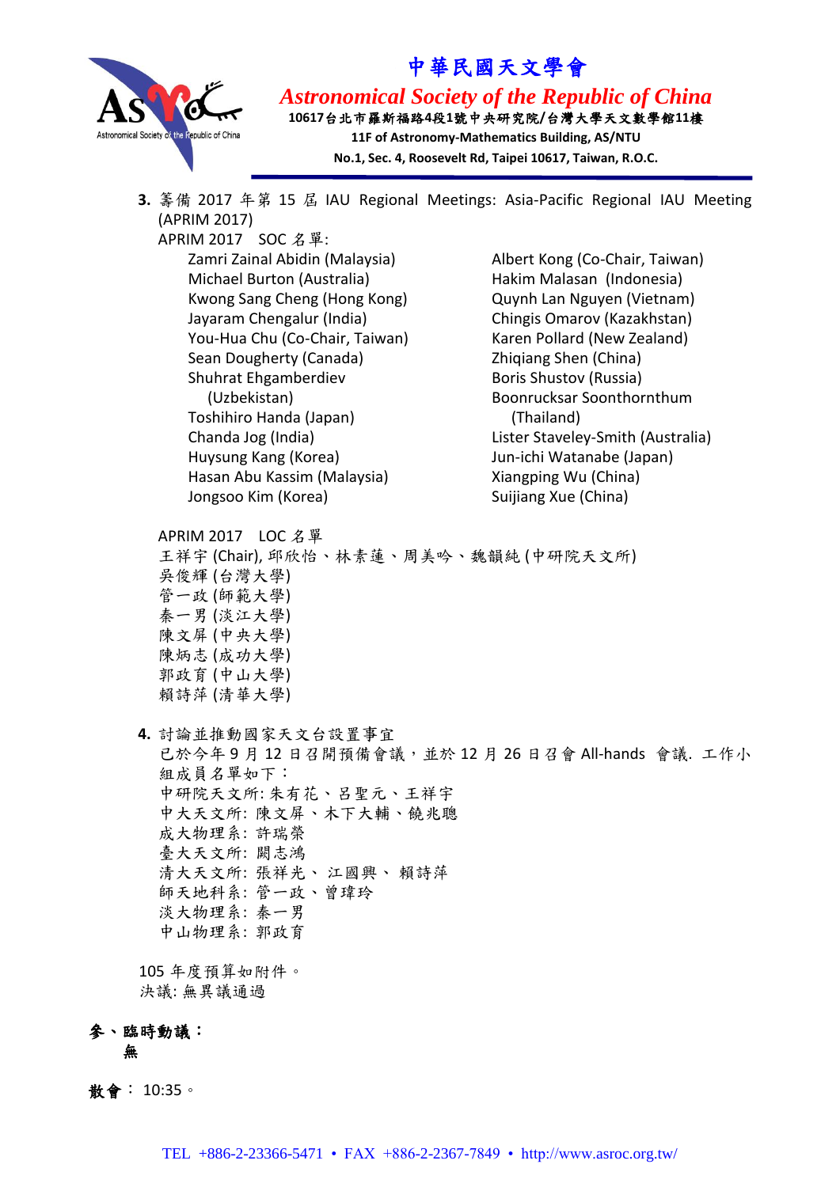3. 籌備 2017 年第 15 屆 IAU Regional Meetings: Asia-Pacific Regional IAU Meeting (APRIM 2017)

APRIM 2017　SOC 名單:

- Zamri Zainal Abidin (Malaysia)
- Michael Burton (Australia)
- Kwong Sang Cheng (Hong Kong)
- Jayaram Chengalur (India)
- You-Hua Chu (Co-Chair, Taiwan)
- Sean Dougherty (Canada)
- Shuhrat Ehgamberdiev (Uzbekistan)
- Toshihiro Handa (Japan)
- Chanda Jog (India)
- Huysung Kang (Korea)
- Hasan Abu Kassim (Malaysia)
- Jongsoo Kim (Korea)
- Albert Kong (Co-Chair, Taiwan)
- Hakim Malasan (Indonesia)
- Quynh Lan Nguyen (Vietnam)
- Chingis Omarov (Kazakhstan)
- Karen Pollard (New Zealand)
- Zhiqiang Shen (China)
- Boris Shustov (Russia)
- Boonrucksar Soonthornthum (Thailand)
- Lister Staveley-Smith (Australia)
- Jun-ichi Watanabe (Japan)
- Xiangping Wu (China)
- Suijiang Xue (China)

APRIM 2017　LOC 名單

王祥宇 (Chair), 邱欣怡、林素蓮、周美吟、魏韻純 (中研院天文所)
吳俊輝 (台灣大學)
管一政 (師範大學)
秦一男 (淡江大學)
陳文屏 (中央大學)
陳炳志 (成功大學)
郭政育 (中山大學)
賴詩萍 (清華大學)

4. 討論並推動國家天文台設置事宜

已於今年 9 月 12 日召開備會議，並於 12 月 26 日召會 All-hands 會議. 工作小組成員名單如下：

中研院天文所: 朱有花、呂聖元、王祥宇
中大天文所: 陳文屏、木下大輔、饒兆聰
成大物理系: 許瑞榮
臺大天文所: 闕志鴻
清大天文所: 張祥光、 江國興、 賴詩萍
師大地科系: 管一政、曾瑋玲
淡大物理系: 秦一男
中山物理系: 郭政育

105 年度預算如附件。
決議: 無異議通過

**參、臨時動議：**

**無**

**散會**： 10:35。